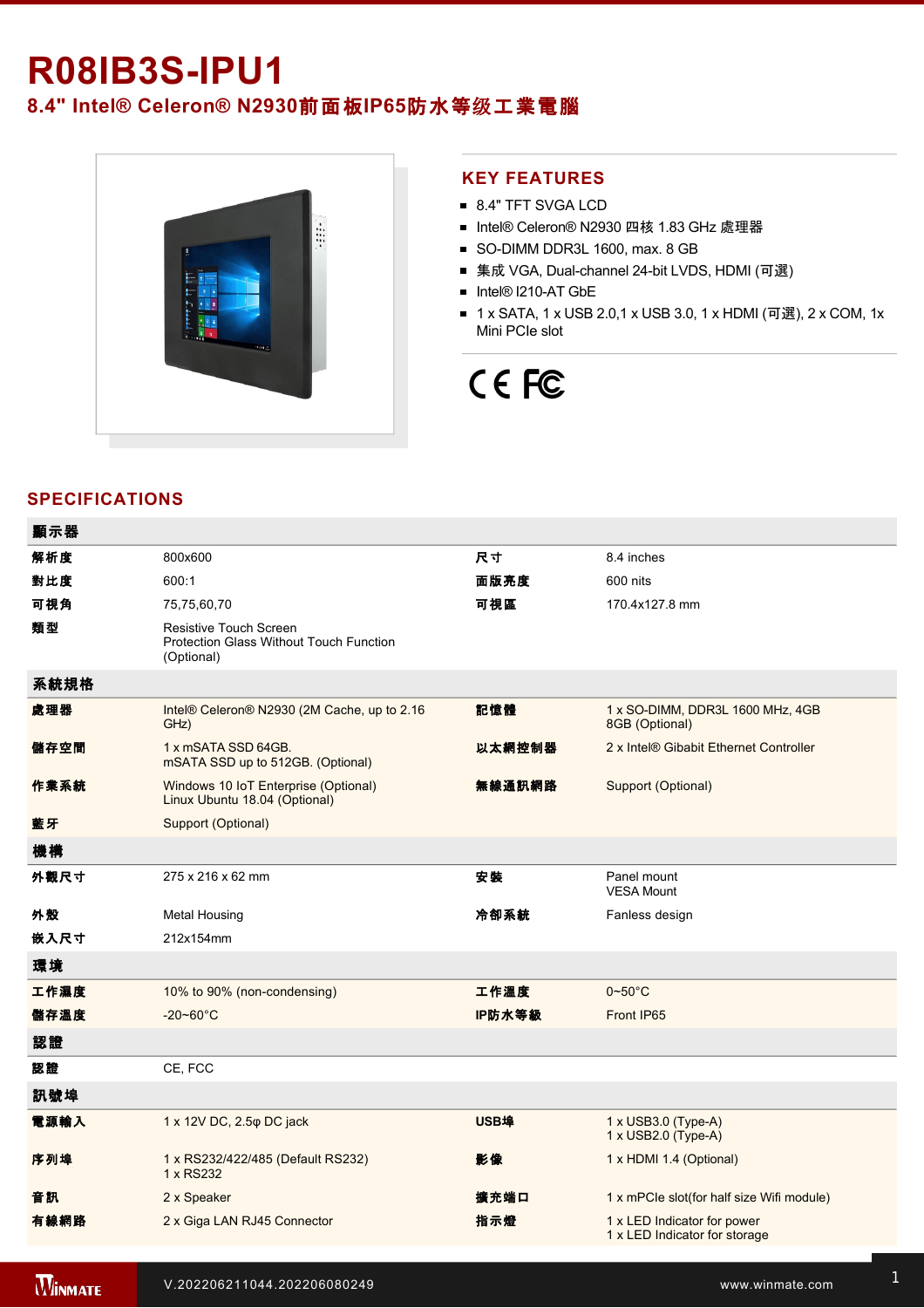# R08IB3S-IPU1

## 8.4" Intel® Celeron® N2930前面板IP65防水等级工業電腦

## KEY FEATURES

- 8.4" TFT SVGA LCD
- Intel® Celeron® N2930 四核 1.83 GHz 處理器
- SO-DIMM DDR3L 1600, max. 8 GB
- 集成 VGA, Dual-channel 24-bit LVDS, HDMI (可選)
- Intel® I210-AT GbE
- 1 x SATA, 1 x USB 2.0,1 x USB 3.0, 1 x HDMI (可選), 2 x COM, 1x Mini PCIe slot

## SPECIFICATIONS

| 顯示器 | | | |
|---|---|---|---|
| 解析度 | 800x600 | 尺寸 | 8.4 inches |
| 對比度 | 600:1 | 面版亮度 | 600 nits |
| 可視角 | 75,75,60,70 | 可視區 | 170.4x127.8 mm |
| 類型 | Resistive Touch Screen<br>Protection Glass Without Touch Function (Optional) | | |
| **系統規格** | | | |
| 處理器 | Intel® Celeron® N2930 (2M Cache, up to 2.16 GHz) | 記憶體 | 1 x SO-DIMM, DDR3L 1600 MHz, 4GB<br>8GB (Optional) |
| 儲存空間 | 1 x mSATA SSD 64GB.<br>mSATA SSD up to 512GB. (Optional) | 以太網控制器 | 2 x Intel® Gibabit Ethernet Controller |
| 作業系統 | Windows 10 IoT Enterprise (Optional)<br>Linux Ubuntu 18.04 (Optional) | 無線通訊網路 | Support (Optional) |
| 藍牙 | Support (Optional) | | |
| **機構** | | | |
| 外觀尺寸 | 275 x 216 x 62 mm | 安裝 | Panel mount<br>VESA Mount |
| 外殼 | Metal Housing | 冷卻系統 | Fanless design |
| 嵌入尺寸 | 212x154mm | | |
| **環境** | | | |
| 工作濕度 | 10% to 90% (non-condensing) | 工作溫度 | 0~50°C |
| 儲存溫度 | -20~60°C | IP防水等級 | Front IP65 |
| **認證** | | | |
| 認證 | CE, FCC | | |
| **訊號埠** | | | |
| 電源輸入 | 1 x 12V DC, 2.5φ DC jack | USB埠 | 1 x USB3.0 (Type-A)<br>1 x USB2.0 (Type-A) |
| 序列埠 | 1 x RS232/422/485 (Default RS232)<br>1 x RS232 | 影像 | 1 x HDMI 1.4 (Optional) |
| 音訊 | 2 x Speaker | 擴充端口 | 1 x mPCIe slot(for half size Wifi module) |
| 有線網路 | 2 x Giga LAN RJ45 Connector | 指示燈 | 1 x LED Indicator for power<br>1 x LED Indicator for storage |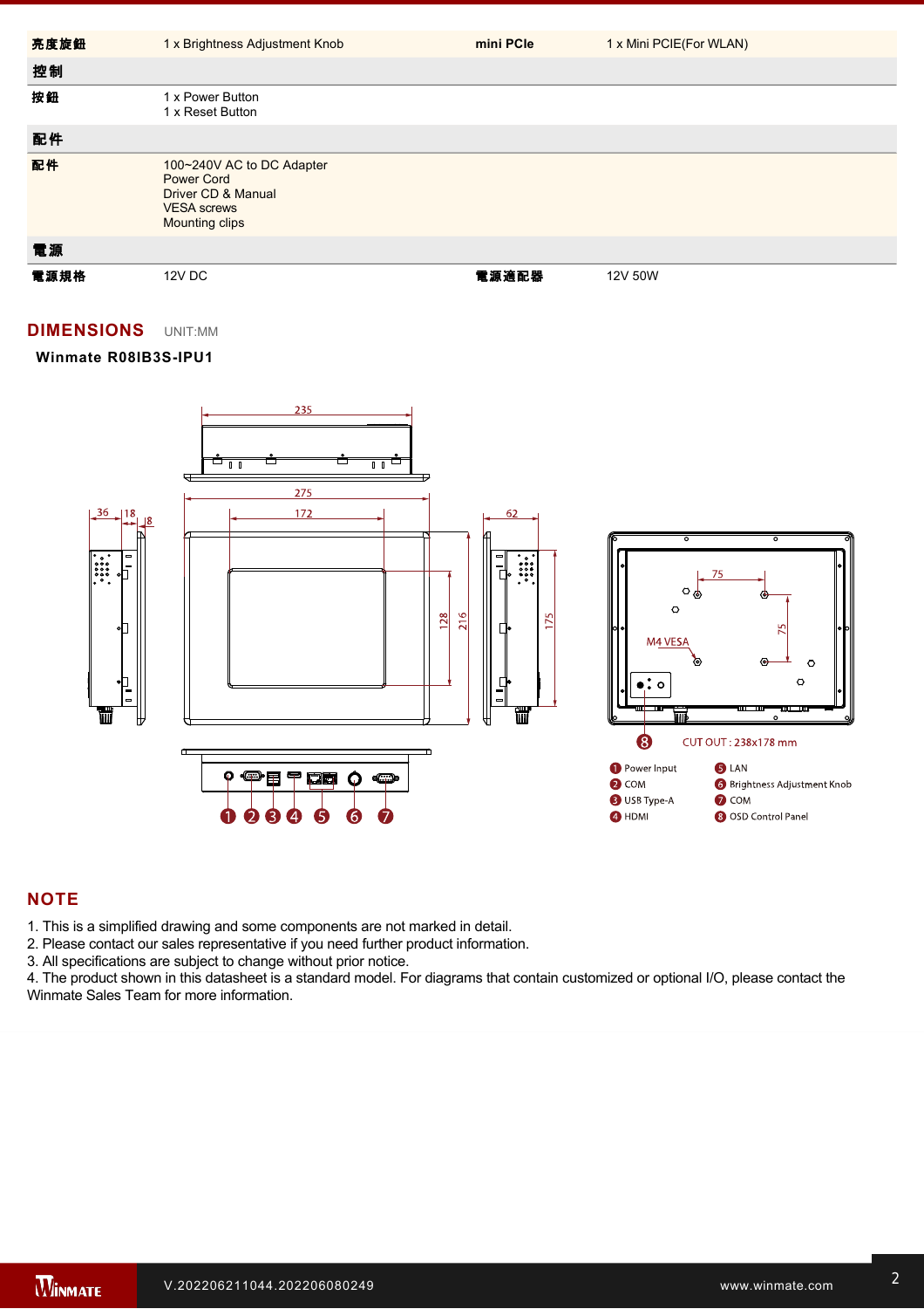| | | | |
|---|---|---|---|
| **亮度旋鈕** | 1 x Brightness Adjustment Knob | **mini PCIe** | 1 x Mini PCIE(For WLAN) |
| **控制** | | | |
| **按鈕** | 1 x Power Button<br>1 x Reset Button | | |
| **配件** | | | |
| **配件** | 100~240V AC to DC Adapter<br>Power Cord<br>Driver CD & Manual<br>VESA screws<br>Mounting clips | | |
| **電源** | | | |
| **電源規格** | 12V DC | **電源適配器** | 12V 50W |

## DIMENSIONS UNIT:MM

**Winmate R08IB3S-IPU1**

235
275
172
36
18
8
62
128
216
175
75
75
M4 VESA
CUT OUT : 238x178 mm

1 Power Input
2 COM
3 USB Type-A
4 HDMI
5 LAN
6 Brightness Adjustment Knob
7 COM
8 OSD Control Panel

## NOTE

1. This is a simplified drawing and some components are not marked in detail.
2. Please contact our sales representative if you need further product information.
3. All specifications are subject to change without prior notice.
4. The product shown in this datasheet is a standard model. For diagrams that contain customized or optional I/O, please contact the Winmate Sales Team for more information.